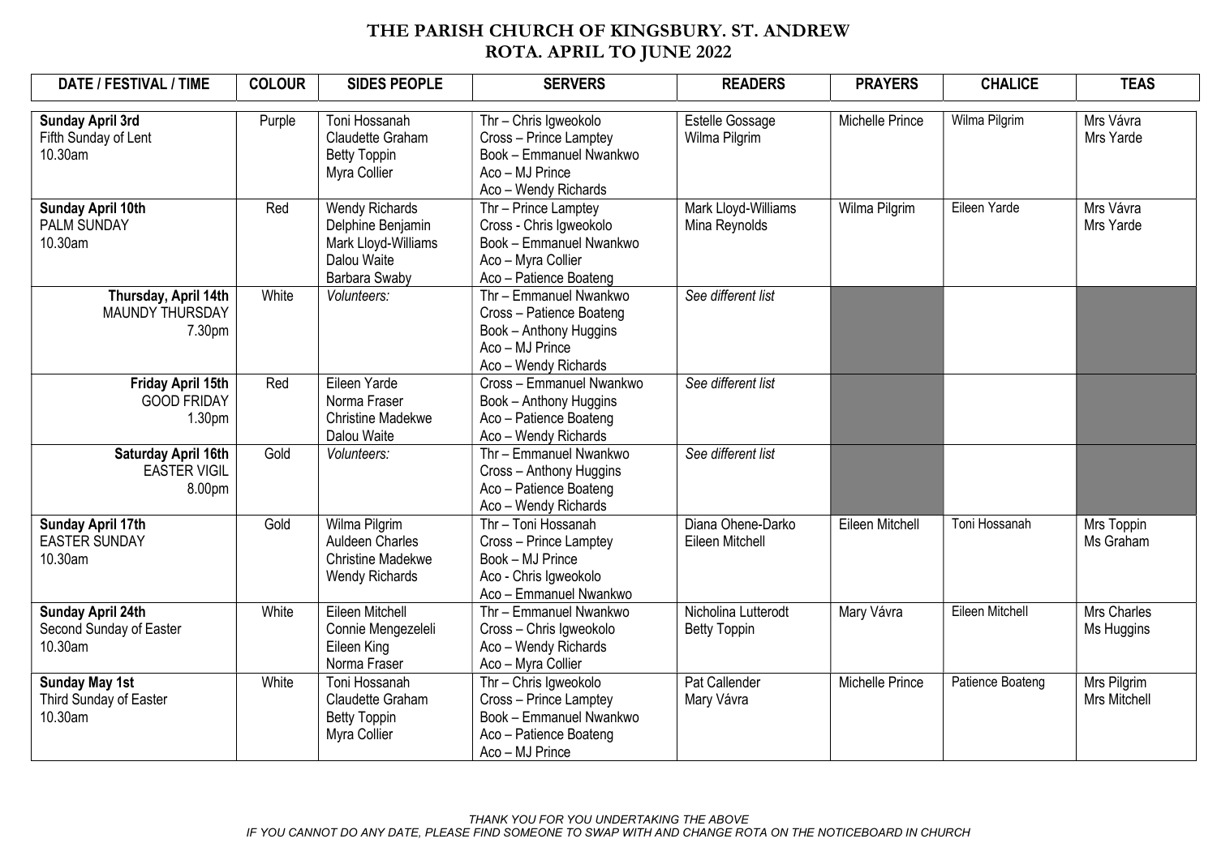# THE PARISH CHURCH OF KINGSBURY. ST. ANDREW
## ROTA. APRIL TO JUNE 2022

| DATE / FESTIVAL / TIME | COLOUR | SIDES PEOPLE | SERVERS | READERS | PRAYERS | CHALICE | TEAS |
|---|---|---|---|---|---|---|---|
| **Sunday April 3rd**<br>Fifth Sunday of Lent<br>10.30am | Purple | Toni Hossanah<br>Claudette Graham<br>Betty Toppin<br>Myra Collier | Thr – Chris Igweokolo<br>Cross – Prince Lamptey<br>Book – Emmanuel Nwankwo<br>Aco – MJ Prince<br>Aco – Wendy Richards | Estelle Gossage<br>Wilma Pilgrim | Michelle Prince | Wilma Pilgrim | Mrs Vávra<br>Mrs Yarde |
| **Sunday April 10th**<br>PALM SUNDAY<br>10.30am | Red | Wendy Richards<br>Delphine Benjamin<br>Mark Lloyd-Williams<br>Dalou Waite<br>Barbara Swaby | Thr – Prince Lamptey<br>Cross - Chris Igweokolo<br>Book – Emmanuel Nwankwo<br>Aco – Myra Collier<br>Aco – Patience Boateng | Mark Lloyd-Williams<br>Mina Reynolds | Wilma Pilgrim | Eileen Yarde | Mrs Vávra<br>Mrs Yarde |
| **Thursday, April 14th**<br>MAUNDY THURSDAY<br>7.30pm | White | *Volunteers:* | Thr – Emmanuel Nwankwo<br>Cross – Patience Boateng<br>Book – Anthony Huggins<br>Aco – MJ Prince<br>Aco – Wendy Richards | *See different list* | | | |
| **Friday April 15th**<br>GOOD FRIDAY<br>1.30pm | Red | Eileen Yarde<br>Norma Fraser<br>Christine Madekwe<br>Dalou Waite | Cross – Emmanuel Nwankwo<br>Book – Anthony Huggins<br>Aco – Patience Boateng<br>Aco – Wendy Richards | *See different list* | | | |
| **Saturday April 16th**<br>EASTER VIGIL<br>8.00pm | Gold | *Volunteers:* | Thr – Emmanuel Nwankwo<br>Cross – Anthony Huggins<br>Aco – Patience Boateng<br>Aco – Wendy Richards | *See different list* | | | |
| **Sunday April 17th**<br>EASTER SUNDAY<br>10.30am | Gold | Wilma Pilgrim<br>Auldeen Charles<br>Christine Madekwe<br>Wendy Richards | Thr – Toni Hossanah<br>Cross – Prince Lamptey<br>Book – MJ Prince<br>Aco - Chris Igweokolo<br>Aco – Emmanuel Nwankwo | Diana Ohene-Darko<br>Eileen Mitchell | Eileen Mitchell | Toni Hossanah | Mrs Toppin<br>Ms Graham |
| **Sunday April 24th**<br>Second Sunday of Easter<br>10.30am | White | Eileen Mitchell<br>Connie Mengezeleli<br>Eileen King<br>Norma Fraser | Thr – Emmanuel Nwankwo<br>Cross – Chris Igweokolo<br>Aco – Wendy Richards<br>Aco – Myra Collier | Nicholina Lutterodt<br>Betty Toppin | Mary Vávra | Eileen Mitchell | Mrs Charles<br>Ms Huggins |
| **Sunday May 1st**<br>Third Sunday of Easter<br>10.30am | White | Toni Hossanah<br>Claudette Graham<br>Betty Toppin<br>Myra Collier | Thr – Chris Igweokolo<br>Cross – Prince Lamptey<br>Book – Emmanuel Nwankwo<br>Aco – Patience Boateng<br>Aco – MJ Prince | Pat Callender<br>Mary Vávra | Michelle Prince | Patience Boateng | Mrs Pilgrim<br>Mrs Mitchell |

*THANK YOU FOR YOU UNDERTAKING THE ABOVE*
*IF YOU CANNOT DO ANY DATE, PLEASE FIND SOMEONE TO SWAP WITH AND CHANGE ROTA ON THE NOTICEBOARD IN CHURCH*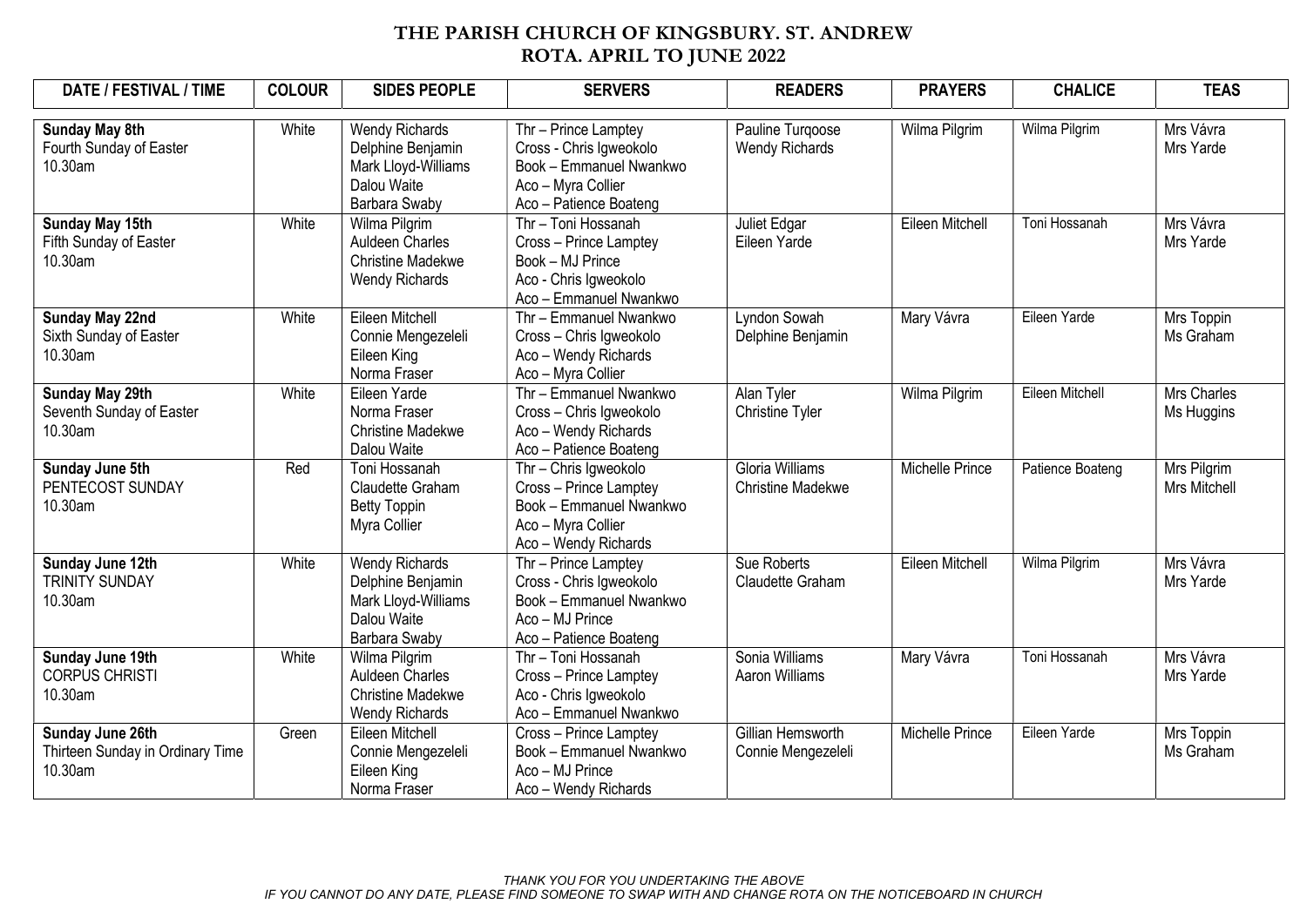**THE PARISH CHURCH OF KINGSBURY. ST. ANDREW**
**ROTA. APRIL TO JUNE 2022**

| DATE / FESTIVAL / TIME | COLOUR | SIDES PEOPLE | SERVERS | READERS | PRAYERS | CHALICE | TEAS |
|---|---|---|---|---|---|---|---|
| **Sunday May 8th**<br>Fourth Sunday of Easter<br>10.30am | White | Wendy Richards<br>Delphine Benjamin<br>Mark Lloyd-Williams<br>Dalou Waite<br>Barbara Swaby | Thr – Prince Lamptey<br>Cross - Chris Igweokolo<br>Book – Emmanuel Nwankwo<br>Aco – Myra Collier<br>Aco – Patience Boateng | Pauline Turqoose<br>Wendy Richards | Wilma Pilgrim | Wilma Pilgrim | Mrs Vávra<br>Mrs Yarde |
| **Sunday May 15th**<br>Fifth Sunday of Easter<br>10.30am | White | Wilma Pilgrim<br>Auldeen Charles<br>Christine Madekwe<br>Wendy Richards | Thr – Toni Hossanah<br>Cross – Prince Lamptey<br>Book – MJ Prince<br>Aco - Chris Igweokolo<br>Aco – Emmanuel Nwankwo | Juliet Edgar<br>Eileen Yarde | Eileen Mitchell | Toni Hossanah | Mrs Vávra<br>Mrs Yarde |
| **Sunday May 22nd**<br>Sixth Sunday of Easter<br>10.30am | White | Eileen Mitchell<br>Connie Mengezeleli<br>Eileen King<br>Norma Fraser | Thr – Emmanuel Nwankwo<br>Cross – Chris Igweokolo<br>Aco – Wendy Richards<br>Aco – Myra Collier | Lyndon Sowah<br>Delphine Benjamin | Mary Vávra | Eileen Yarde | Mrs Toppin<br>Ms Graham |
| **Sunday May 29th**<br>Seventh Sunday of Easter<br>10.30am | White | Eileen Yarde<br>Norma Fraser<br>Christine Madekwe<br>Dalou Waite | Thr – Emmanuel Nwankwo<br>Cross – Chris Igweokolo<br>Aco – Wendy Richards<br>Aco – Patience Boateng | Alan Tyler<br>Christine Tyler | Wilma Pilgrim | Eileen Mitchell | Mrs Charles<br>Ms Huggins |
| **Sunday June 5th**<br>PENTECOST SUNDAY<br>10.30am | Red | Toni Hossanah<br>Claudette Graham<br>Betty Toppin<br>Myra Collier | Thr – Chris Igweokolo<br>Cross – Prince Lamptey<br>Book – Emmanuel Nwankwo<br>Aco – Myra Collier<br>Aco – Wendy Richards | Gloria Williams<br>Christine Madekwe | Michelle Prince | Patience Boateng | Mrs Pilgrim<br>Mrs Mitchell |
| **Sunday June 12th**<br>TRINITY SUNDAY<br>10.30am | White | Wendy Richards<br>Delphine Benjamin<br>Mark Lloyd-Williams<br>Dalou Waite<br>Barbara Swaby | Thr – Prince Lamptey<br>Cross - Chris Igweokolo<br>Book – Emmanuel Nwankwo<br>Aco – MJ Prince<br>Aco – Patience Boateng | Sue Roberts<br>Claudette Graham | Eileen Mitchell | Wilma Pilgrim | Mrs Vávra<br>Mrs Yarde |
| **Sunday June 19th**<br>CORPUS CHRISTI<br>10.30am | White | Wilma Pilgrim<br>Auldeen Charles<br>Christine Madekwe<br>Wendy Richards | Thr – Toni Hossanah<br>Cross – Prince Lamptey<br>Aco - Chris Igweokolo<br>Aco – Emmanuel Nwankwo | Sonia Williams<br>Aaron Williams | Mary Vávra | Toni Hossanah | Mrs Vávra<br>Mrs Yarde |
| **Sunday June 26th**<br>Thirteen Sunday in Ordinary Time<br>10.30am | Green | Eileen Mitchell<br>Connie Mengezeleli<br>Eileen King<br>Norma Fraser | Cross – Prince Lamptey<br>Book – Emmanuel Nwankwo<br>Aco – MJ Prince<br>Aco – Wendy Richards | Gillian Hemsworth<br>Connie Mengezeleli | Michelle Prince | Eileen Yarde | Mrs Toppin<br>Ms Graham |

*THANK YOU FOR YOU UNDERTAKING THE ABOVE*
*IF YOU CANNOT DO ANY DATE, PLEASE FIND SOMEONE TO SWAP WITH AND CHANGE ROTA ON THE NOTICEBOARD IN CHURCH*